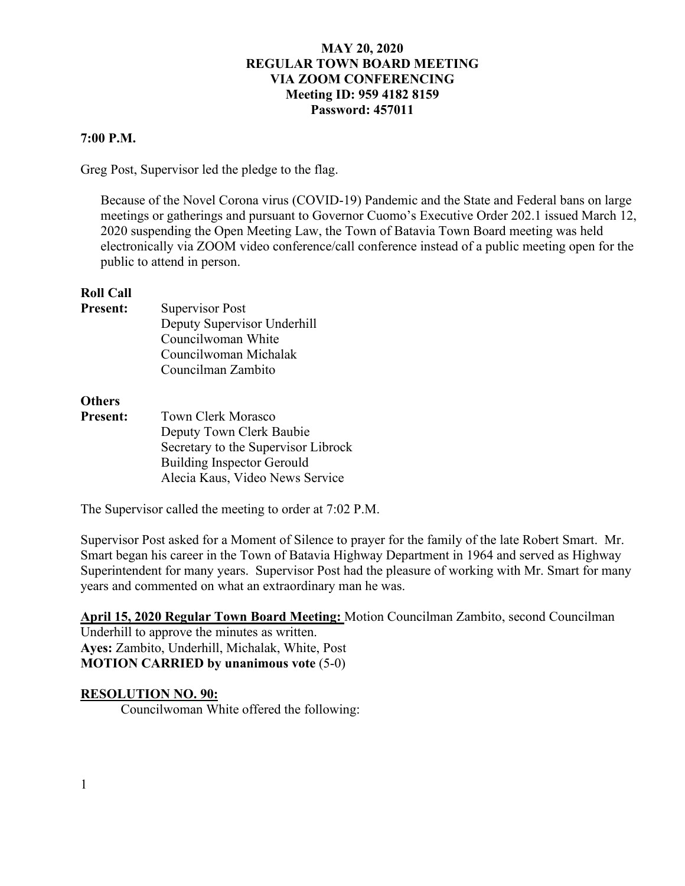**MAY 20, 2020**
**REGULAR TOWN BOARD MEETING**
**VIA ZOOM CONFERENCING**
**Meeting ID: 959 4182 8159**
**Password: 457011**

**7:00 P.M.**

Greg Post, Supervisor led the pledge to the flag.

Because of the Novel Corona virus (COVID-19) Pandemic and the State and Federal bans on large meetings or gatherings and pursuant to Governor Cuomo's Executive Order 202.1 issued March 12, 2020 suspending the Open Meeting Law, the Town of Batavia Town Board meeting was held electronically via ZOOM video conference/call conference instead of a public meeting open for the public to attend in person.

**Roll Call**

**Present:**
- Supervisor Post
- Deputy Supervisor Underhill
- Councilwoman White
- Councilwoman Michalak
- Councilman Zambito

**Others**
**Present:**
- Town Clerk Morasco
- Deputy Town Clerk Baubie
- Secretary to the Supervisor Librock
- Building Inspector Gerould
- Alecia Kaus, Video News Service

The Supervisor called the meeting to order at 7:02 P.M.

Supervisor Post asked for a Moment of Silence to prayer for the family of the late Robert Smart. Mr. Smart began his career in the Town of Batavia Highway Department in 1964 and served as Highway Superintendent for many years. Supervisor Post had the pleasure of working with Mr. Smart for many years and commented on what an extraordinary man he was.

**April 15, 2020 Regular Town Board Meeting:** Motion Councilman Zambito, second Councilman Underhill to approve the minutes as written.
**Ayes:** Zambito, Underhill, Michalak, White, Post
**MOTION CARRIED by unanimous vote** (5-0)

**RESOLUTION NO. 90:**

Councilwoman White offered the following: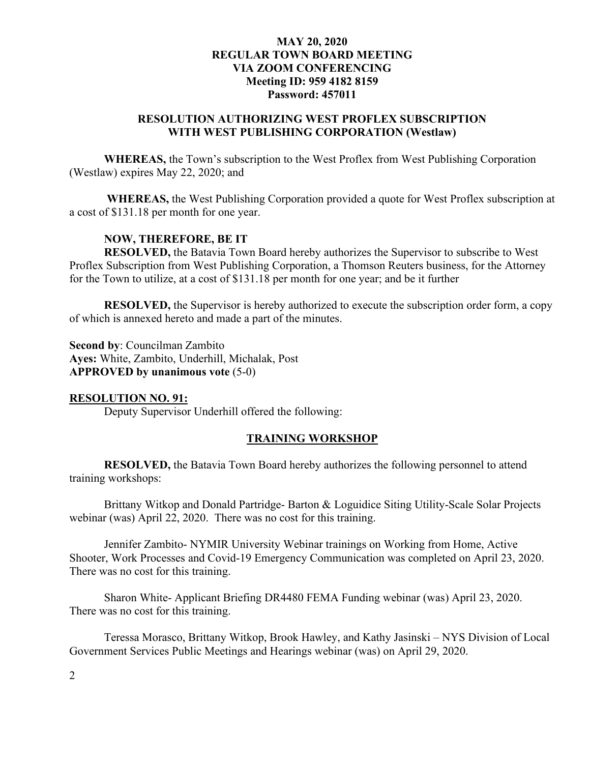**MAY 20, 2020**
**REGULAR TOWN BOARD MEETING**
**VIA ZOOM CONFERENCING**
**Meeting ID: 959 4182 8159**
**Password: 457011**

**RESOLUTION AUTHORIZING WEST PROFLEX SUBSCRIPTION WITH WEST PUBLISHING CORPORATION (Westlaw)**

**WHEREAS,** the Town's subscription to the West Proflex from West Publishing Corporation (Westlaw) expires May 22, 2020; and

**WHEREAS,** the West Publishing Corporation provided a quote for West Proflex subscription at a cost of $131.18 per month for one year.

**NOW, THEREFORE, BE IT**
**RESOLVED,** the Batavia Town Board hereby authorizes the Supervisor to subscribe to West Proflex Subscription from West Publishing Corporation, a Thomson Reuters business, for the Attorney for the Town to utilize, at a cost of $131.18 per month for one year; and be it further

**RESOLVED,** the Supervisor is hereby authorized to execute the subscription order form, a copy of which is annexed hereto and made a part of the minutes.

**Second by**: Councilman Zambito
**Ayes:** White, Zambito, Underhill, Michalak, Post
**APPROVED by unanimous vote** (5-0)

**RESOLUTION NO. 91:**

Deputy Supervisor Underhill offered the following:

**TRAINING WORKSHOP**

**RESOLVED,** the Batavia Town Board hereby authorizes the following personnel to attend training workshops:

Brittany Witkop and Donald Partridge- Barton & Loguidice Siting Utility-Scale Solar Projects webinar (was) April 22, 2020. There was no cost for this training.

Jennifer Zambito- NYMIR University Webinar trainings on Working from Home, Active Shooter, Work Processes and Covid-19 Emergency Communication was completed on April 23, 2020. There was no cost for this training.

Sharon White- Applicant Briefing DR4480 FEMA Funding webinar (was) April 23, 2020. There was no cost for this training.

Teressa Morasco, Brittany Witkop, Brook Hawley, and Kathy Jasinski – NYS Division of Local Government Services Public Meetings and Hearings webinar (was) on April 29, 2020.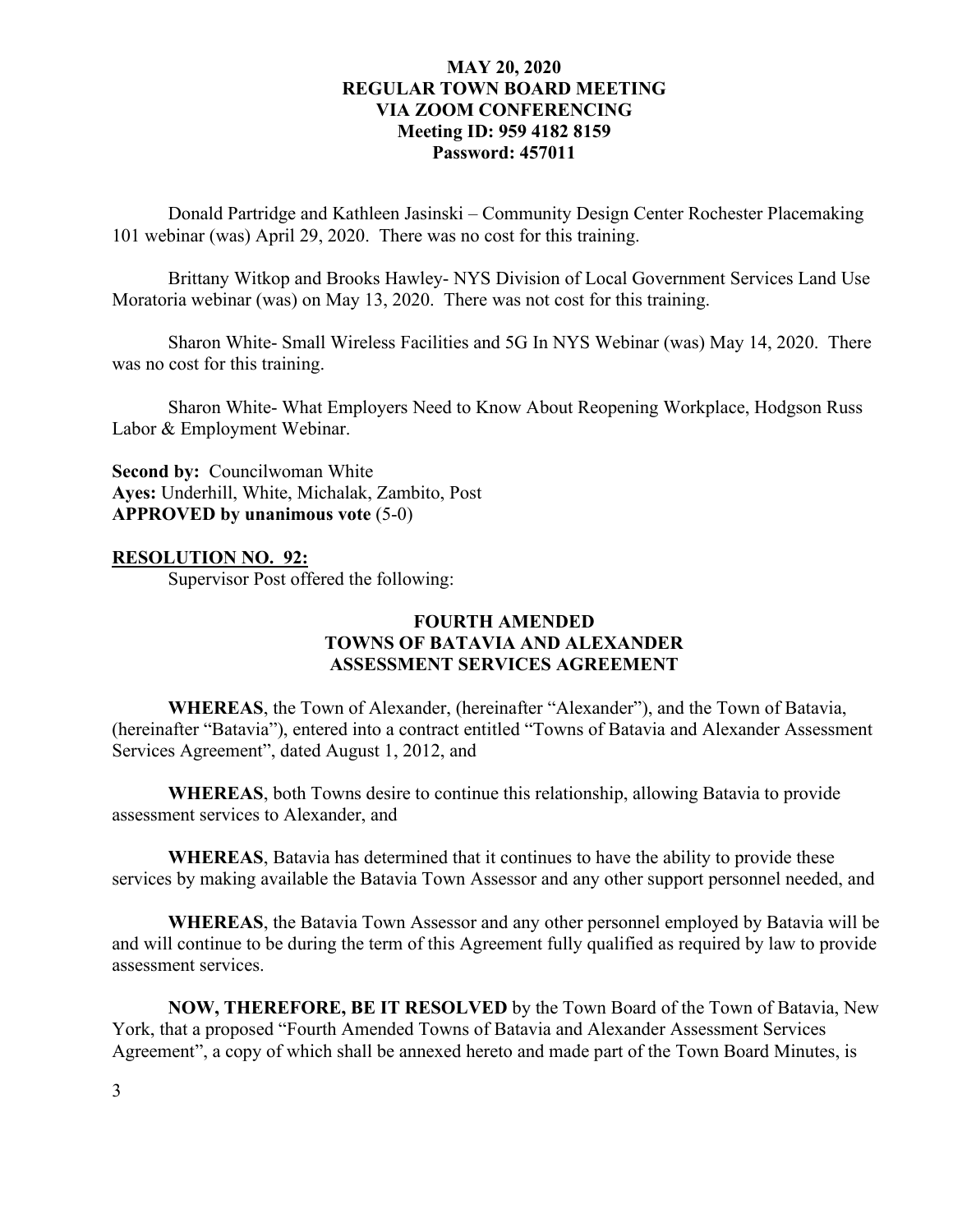**MAY 20, 2020**
**REGULAR TOWN BOARD MEETING**
**VIA ZOOM CONFERENCING**
**Meeting ID: 959 4182 8159**
**Password: 457011**

Donald Partridge and Kathleen Jasinski – Community Design Center Rochester Placemaking 101 webinar (was) April 29, 2020. There was no cost for this training.

Brittany Witkop and Brooks Hawley- NYS Division of Local Government Services Land Use Moratoria webinar (was) on May 13, 2020. There was not cost for this training.

Sharon White- Small Wireless Facilities and 5G In NYS Webinar (was) May 14, 2020. There was no cost for this training.

Sharon White- What Employers Need to Know About Reopening Workplace, Hodgson Russ Labor & Employment Webinar.

**Second by:** Councilwoman White
**Ayes:** Underhill, White, Michalak, Zambito, Post
**APPROVED by unanimous vote** (5-0)

**RESOLUTION NO. 92:**

Supervisor Post offered the following:

**FOURTH AMENDED**
**TOWNS OF BATAVIA AND ALEXANDER**
**ASSESSMENT SERVICES AGREEMENT**

**WHEREAS**, the Town of Alexander, (hereinafter "Alexander"), and the Town of Batavia, (hereinafter "Batavia"), entered into a contract entitled "Towns of Batavia and Alexander Assessment Services Agreement", dated August 1, 2012, and

**WHEREAS**, both Towns desire to continue this relationship, allowing Batavia to provide assessment services to Alexander, and

**WHEREAS**, Batavia has determined that it continues to have the ability to provide these services by making available the Batavia Town Assessor and any other support personnel needed, and

**WHEREAS**, the Batavia Town Assessor and any other personnel employed by Batavia will be and will continue to be during the term of this Agreement fully qualified as required by law to provide assessment services.

**NOW, THEREFORE, BE IT RESOLVED** by the Town Board of the Town of Batavia, New York, that a proposed "Fourth Amended Towns of Batavia and Alexander Assessment Services Agreement", a copy of which shall be annexed hereto and made part of the Town Board Minutes, is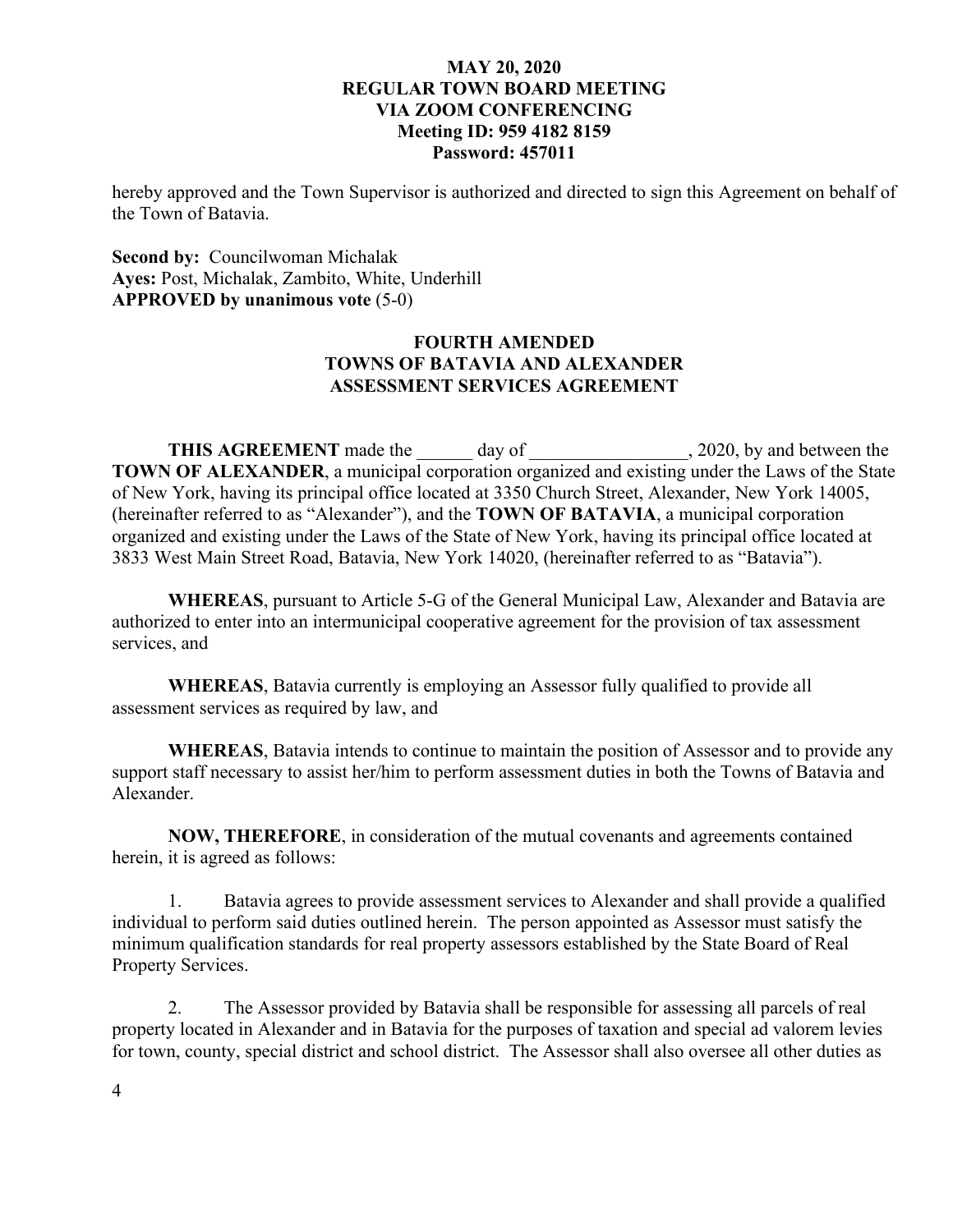hereby approved and the Town Supervisor is authorized and directed to sign this Agreement on behalf of the Town of Batavia.

**Second by:** Councilwoman Michalak
**Ayes:** Post, Michalak, Zambito, White, Underhill
**APPROVED by unanimous vote** (5-0)

## FOURTH AMENDED TOWNS OF BATAVIA AND ALEXANDER ASSESSMENT SERVICES AGREEMENT

**THIS AGREEMENT** made the ______ day of _________________, 2020, by and between the **TOWN OF ALEXANDER**, a municipal corporation organized and existing under the Laws of the State of New York, having its principal office located at 3350 Church Street, Alexander, New York 14005, (hereinafter referred to as "Alexander"), and the **TOWN OF BATAVIA**, a municipal corporation organized and existing under the Laws of the State of New York, having its principal office located at 3833 West Main Street Road, Batavia, New York 14020, (hereinafter referred to as "Batavia").

**WHEREAS**, pursuant to Article 5-G of the General Municipal Law, Alexander and Batavia are authorized to enter into an intermunicipal cooperative agreement for the provision of tax assessment services, and

**WHEREAS**, Batavia currently is employing an Assessor fully qualified to provide all assessment services as required by law, and

**WHEREAS**, Batavia intends to continue to maintain the position of Assessor and to provide any support staff necessary to assist her/him to perform assessment duties in both the Towns of Batavia and Alexander.

**NOW, THEREFORE**, in consideration of the mutual covenants and agreements contained herein, it is agreed as follows:

1. Batavia agrees to provide assessment services to Alexander and shall provide a qualified individual to perform said duties outlined herein. The person appointed as Assessor must satisfy the minimum qualification standards for real property assessors established by the State Board of Real Property Services.

2. The Assessor provided by Batavia shall be responsible for assessing all parcels of real property located in Alexander and in Batavia for the purposes of taxation and special ad valorem levies for town, county, special district and school district. The Assessor shall also oversee all other duties as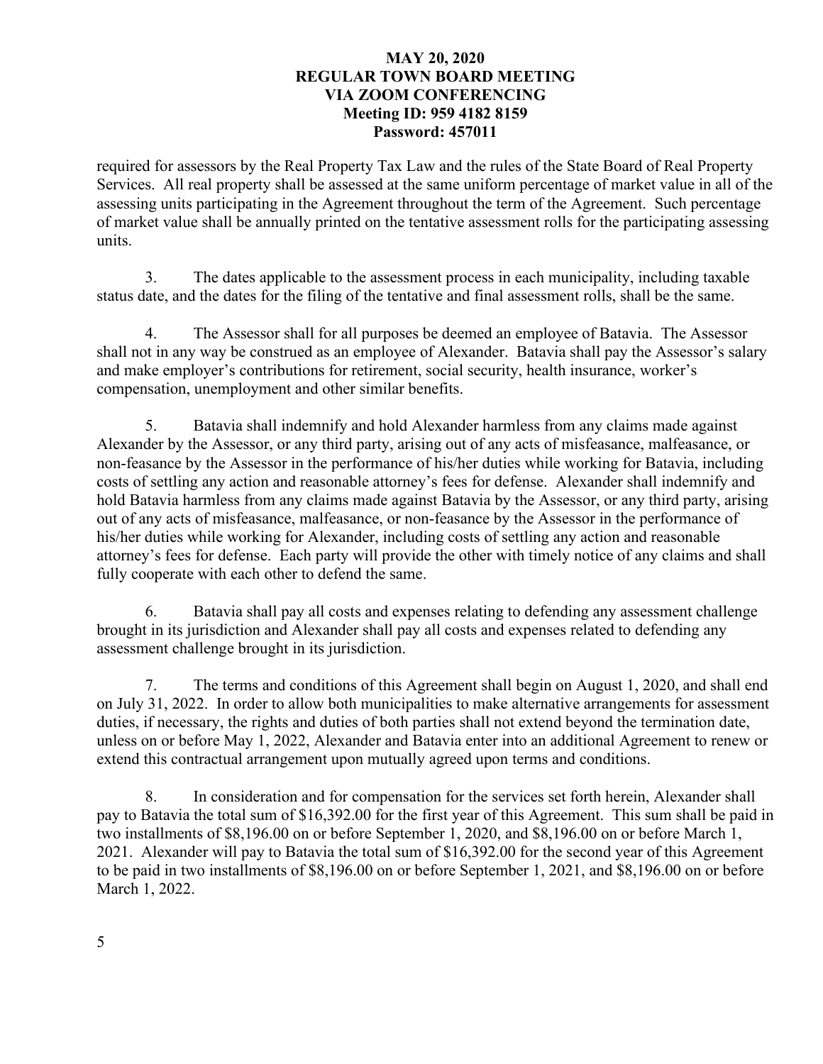required for assessors by the Real Property Tax Law and the rules of the State Board of Real Property Services. All real property shall be assessed at the same uniform percentage of market value in all of the assessing units participating in the Agreement throughout the term of the Agreement. Such percentage of market value shall be annually printed on the tentative assessment rolls for the participating assessing units.

3. The dates applicable to the assessment process in each municipality, including taxable status date, and the dates for the filing of the tentative and final assessment rolls, shall be the same.

4. The Assessor shall for all purposes be deemed an employee of Batavia. The Assessor shall not in any way be construed as an employee of Alexander. Batavia shall pay the Assessor's salary and make employer's contributions for retirement, social security, health insurance, worker's compensation, unemployment and other similar benefits.

5. Batavia shall indemnify and hold Alexander harmless from any claims made against Alexander by the Assessor, or any third party, arising out of any acts of misfeasance, malfeasance, or non-feasance by the Assessor in the performance of his/her duties while working for Batavia, including costs of settling any action and reasonable attorney's fees for defense. Alexander shall indemnify and hold Batavia harmless from any claims made against Batavia by the Assessor, or any third party, arising out of any acts of misfeasance, malfeasance, or non-feasance by the Assessor in the performance of his/her duties while working for Alexander, including costs of settling any action and reasonable attorney's fees for defense. Each party will provide the other with timely notice of any claims and shall fully cooperate with each other to defend the same.

6. Batavia shall pay all costs and expenses relating to defending any assessment challenge brought in its jurisdiction and Alexander shall pay all costs and expenses related to defending any assessment challenge brought in its jurisdiction.

7. The terms and conditions of this Agreement shall begin on August 1, 2020, and shall end on July 31, 2022. In order to allow both municipalities to make alternative arrangements for assessment duties, if necessary, the rights and duties of both parties shall not extend beyond the termination date, unless on or before May 1, 2022, Alexander and Batavia enter into an additional Agreement to renew or extend this contractual arrangement upon mutually agreed upon terms and conditions.

8. In consideration and for compensation for the services set forth herein, Alexander shall pay to Batavia the total sum of $16,392.00 for the first year of this Agreement. This sum shall be paid in two installments of $8,196.00 on or before September 1, 2020, and $8,196.00 on or before March 1, 2021. Alexander will pay to Batavia the total sum of $16,392.00 for the second year of this Agreement to be paid in two installments of $8,196.00 on or before September 1, 2021, and $8,196.00 on or before March 1, 2022.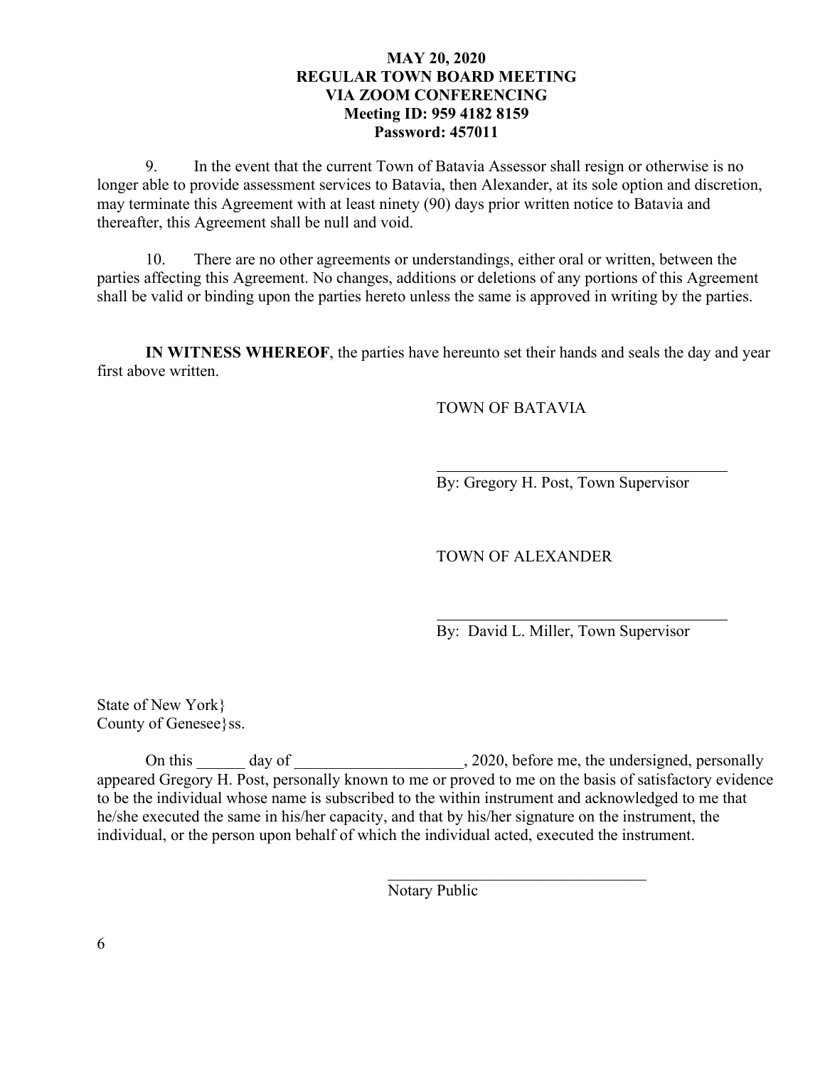9. In the event that the current Town of Batavia Assessor shall resign or otherwise is no longer able to provide assessment services to Batavia, then Alexander, at its sole option and discretion, may terminate this Agreement with at least ninety (90) days prior written notice to Batavia and thereafter, this Agreement shall be null and void.

10. There are no other agreements or understandings, either oral or written, between the parties affecting this Agreement. No changes, additions or deletions of any portions of this Agreement shall be valid or binding upon the parties hereto unless the same is approved in writing by the parties.

**IN WITNESS WHEREOF**, the parties have hereunto set their hands and seals the day and year first above written.

TOWN OF BATAVIA

\_\_\_\_\_\_\_\_\_\_\_\_\_\_\_\_\_\_\_\_\_\_\_\_\_\_\_\_\_\_\_\_\_\_\_\_
By: Gregory H. Post, Town Supervisor

TOWN OF ALEXANDER

\_\_\_\_\_\_\_\_\_\_\_\_\_\_\_\_\_\_\_\_\_\_\_\_\_\_\_\_\_\_\_\_\_\_\_\_
By: David L. Miller, Town Supervisor

State of New York}
County of Genesee}ss.

On this \_\_\_\_\_\_ day of \_\_\_\_\_\_\_\_\_\_\_\_\_\_\_\_\_\_\_\_\_, 2020, before me, the undersigned, personally appeared Gregory H. Post, personally known to me or proved to me on the basis of satisfactory evidence to be the individual whose name is subscribed to the within instrument and acknowledged to me that he/she executed the same in his/her capacity, and that by his/her signature on the instrument, the individual, or the person upon behalf of which the individual acted, executed the instrument.

\_\_\_\_\_\_\_\_\_\_\_\_\_\_\_\_\_\_\_\_\_\_\_\_\_\_\_\_\_\_\_\_\_\_\_\_
Notary Public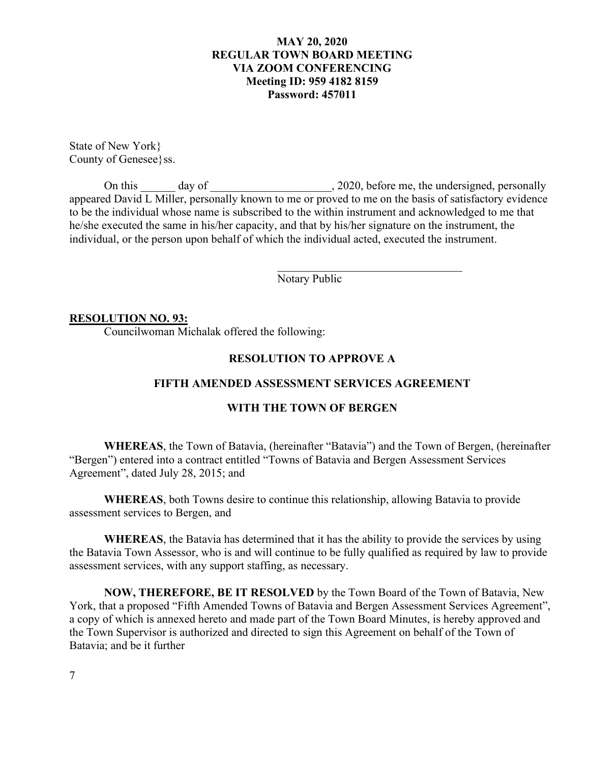State of New York}
County of Genesee}ss.

On this ______ day of ____________________, 2020, before me, the undersigned, personally appeared David L Miller, personally known to me or proved to me on the basis of satisfactory evidence to be the individual whose name is subscribed to the within instrument and acknowledged to me that he/she executed the same in his/her capacity, and that by his/her signature on the instrument, the individual, or the person upon behalf of which the individual acted, executed the instrument.

________________________________
Notary Public

**RESOLUTION NO. 93:**

Councilwoman Michalak offered the following:

**RESOLUTION TO APPROVE A**

**FIFTH AMENDED ASSESSMENT SERVICES AGREEMENT**

**WITH THE TOWN OF BERGEN**

**WHEREAS**, the Town of Batavia, (hereinafter "Batavia") and the Town of Bergen, (hereinafter "Bergen") entered into a contract entitled "Towns of Batavia and Bergen Assessment Services Agreement", dated July 28, 2015; and

**WHEREAS**, both Towns desire to continue this relationship, allowing Batavia to provide assessment services to Bergen, and

**WHEREAS**, the Batavia has determined that it has the ability to provide the services by using the Batavia Town Assessor, who is and will continue to be fully qualified as required by law to provide assessment services, with any support staffing, as necessary.

**NOW, THEREFORE, BE IT RESOLVED** by the Town Board of the Town of Batavia, New York, that a proposed "Fifth Amended Towns of Batavia and Bergen Assessment Services Agreement", a copy of which is annexed hereto and made part of the Town Board Minutes, is hereby approved and the Town Supervisor is authorized and directed to sign this Agreement on behalf of the Town of Batavia; and be it further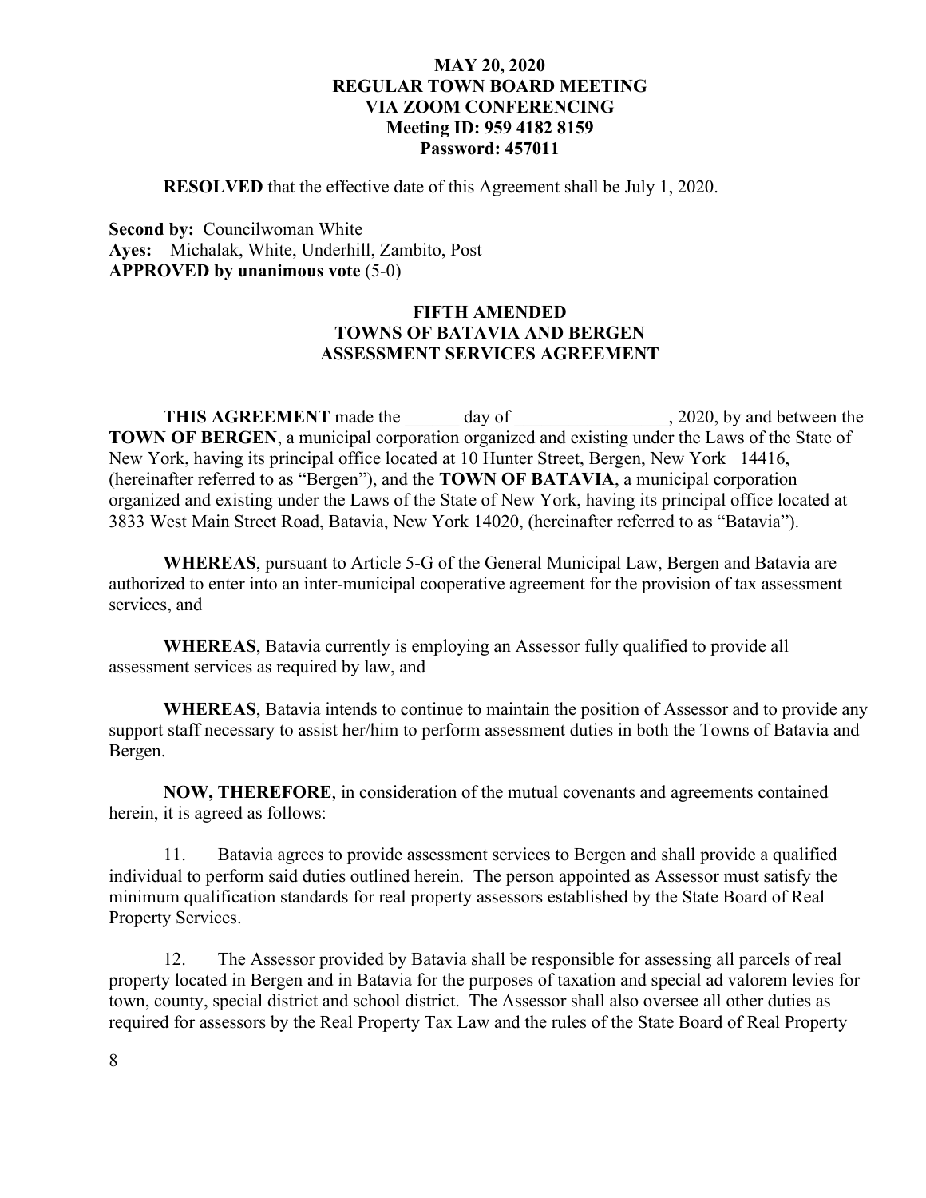**RESOLVED** that the effective date of this Agreement shall be July 1, 2020.

**Second by:** Councilwoman White
**Ayes:** Michalak, White, Underhill, Zambito, Post
**APPROVED by unanimous vote** (5-0)

**FIFTH AMENDED**
**TOWNS OF BATAVIA AND BERGEN**
**ASSESSMENT SERVICES AGREEMENT**

**THIS AGREEMENT** made the ______ day of _________________, 2020, by and between the **TOWN OF BERGEN**, a municipal corporation organized and existing under the Laws of the State of New York, having its principal office located at 10 Hunter Street, Bergen, New York 14416, (hereinafter referred to as "Bergen"), and the **TOWN OF BATAVIA**, a municipal corporation organized and existing under the Laws of the State of New York, having its principal office located at 3833 West Main Street Road, Batavia, New York 14020, (hereinafter referred to as "Batavia").

**WHEREAS**, pursuant to Article 5-G of the General Municipal Law, Bergen and Batavia are authorized to enter into an inter-municipal cooperative agreement for the provision of tax assessment services, and

**WHEREAS**, Batavia currently is employing an Assessor fully qualified to provide all assessment services as required by law, and

**WHEREAS**, Batavia intends to continue to maintain the position of Assessor and to provide any support staff necessary to assist her/him to perform assessment duties in both the Towns of Batavia and Bergen.

**NOW, THEREFORE**, in consideration of the mutual covenants and agreements contained herein, it is agreed as follows:

11. Batavia agrees to provide assessment services to Bergen and shall provide a qualified individual to perform said duties outlined herein. The person appointed as Assessor must satisfy the minimum qualification standards for real property assessors established by the State Board of Real Property Services.

12. The Assessor provided by Batavia shall be responsible for assessing all parcels of real property located in Bergen and in Batavia for the purposes of taxation and special ad valorem levies for town, county, special district and school district. The Assessor shall also oversee all other duties as required for assessors by the Real Property Tax Law and the rules of the State Board of Real Property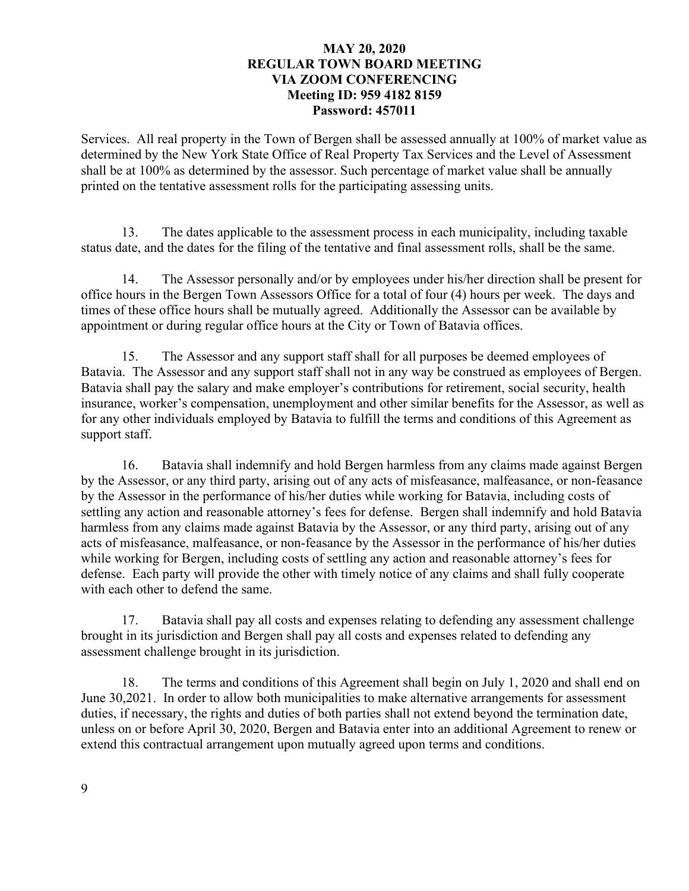Services. All real property in the Town of Bergen shall be assessed annually at 100% of market value as determined by the New York State Office of Real Property Tax Services and the Level of Assessment shall be at 100% as determined by the assessor. Such percentage of market value shall be annually printed on the tentative assessment rolls for the participating assessing units.

13. The dates applicable to the assessment process in each municipality, including taxable status date, and the dates for the filing of the tentative and final assessment rolls, shall be the same.

14. The Assessor personally and/or by employees under his/her direction shall be present for office hours in the Bergen Town Assessors Office for a total of four (4) hours per week. The days and times of these office hours shall be mutually agreed. Additionally the Assessor can be available by appointment or during regular office hours at the City or Town of Batavia offices.

15. The Assessor and any support staff shall for all purposes be deemed employees of Batavia. The Assessor and any support staff shall not in any way be construed as employees of Bergen. Batavia shall pay the salary and make employer's contributions for retirement, social security, health insurance, worker's compensation, unemployment and other similar benefits for the Assessor, as well as for any other individuals employed by Batavia to fulfill the terms and conditions of this Agreement as support staff.

16. Batavia shall indemnify and hold Bergen harmless from any claims made against Bergen by the Assessor, or any third party, arising out of any acts of misfeasance, malfeasance, or non-feasance by the Assessor in the performance of his/her duties while working for Batavia, including costs of settling any action and reasonable attorney's fees for defense. Bergen shall indemnify and hold Batavia harmless from any claims made against Batavia by the Assessor, or any third party, arising out of any acts of misfeasance, malfeasance, or non-feasance by the Assessor in the performance of his/her duties while working for Bergen, including costs of settling any action and reasonable attorney's fees for defense. Each party will provide the other with timely notice of any claims and shall fully cooperate with each other to defend the same.

17. Batavia shall pay all costs and expenses relating to defending any assessment challenge brought in its jurisdiction and Bergen shall pay all costs and expenses related to defending any assessment challenge brought in its jurisdiction.

18. The terms and conditions of this Agreement shall begin on July 1, 2020 and shall end on June 30,2021. In order to allow both municipalities to make alternative arrangements for assessment duties, if necessary, the rights and duties of both parties shall not extend beyond the termination date, unless on or before April 30, 2020, Bergen and Batavia enter into an additional Agreement to renew or extend this contractual arrangement upon mutually agreed upon terms and conditions.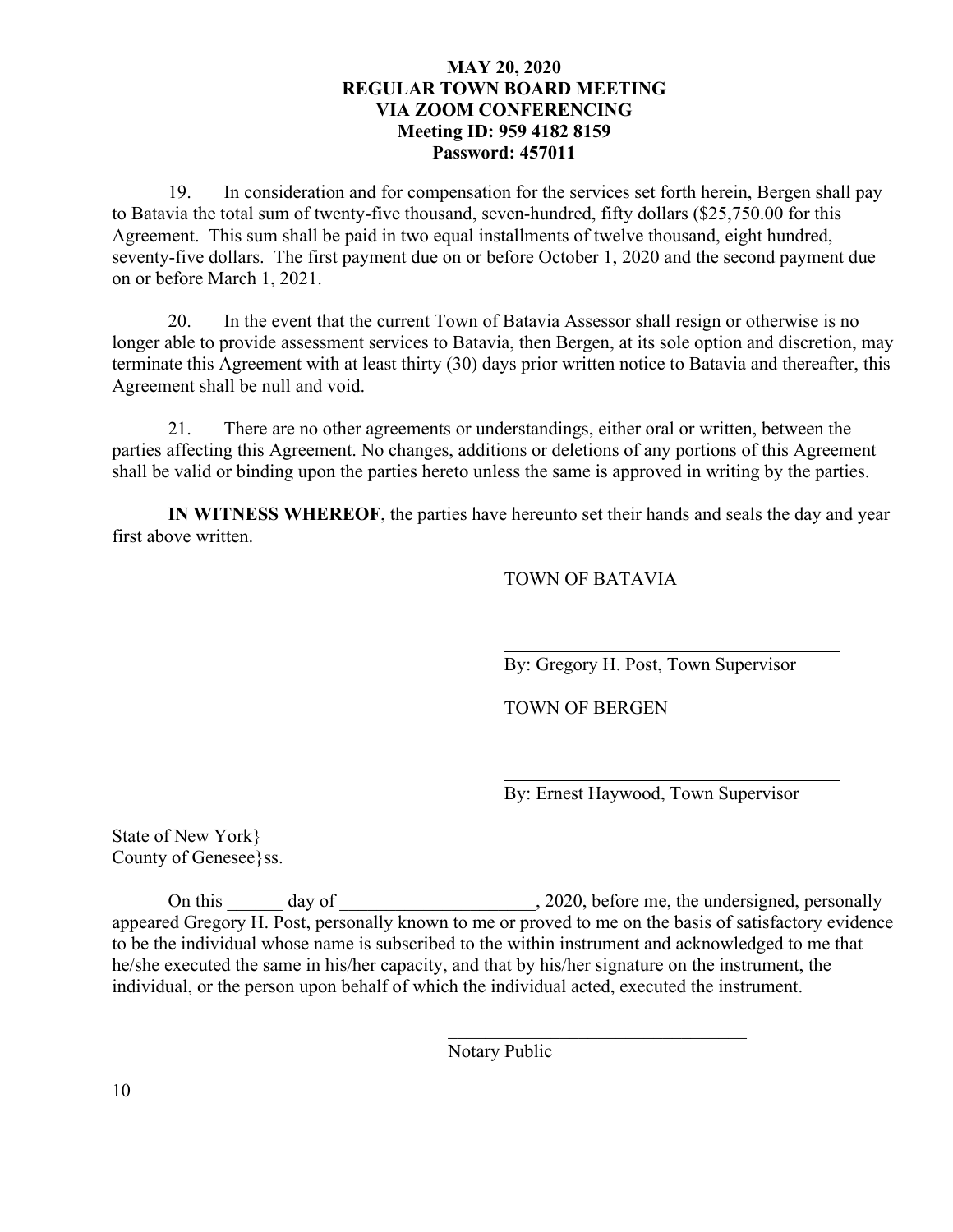19. In consideration and for compensation for the services set forth herein, Bergen shall pay to Batavia the total sum of twenty-five thousand, seven-hundred, fifty dollars ($25,750.00 for this Agreement. This sum shall be paid in two equal installments of twelve thousand, eight hundred, seventy-five dollars. The first payment due on or before October 1, 2020 and the second payment due on or before March 1, 2021.

20. In the event that the current Town of Batavia Assessor shall resign or otherwise is no longer able to provide assessment services to Batavia, then Bergen, at its sole option and discretion, may terminate this Agreement with at least thirty (30) days prior written notice to Batavia and thereafter, this Agreement shall be null and void.

21. There are no other agreements or understandings, either oral or written, between the parties affecting this Agreement. No changes, additions or deletions of any portions of this Agreement shall be valid or binding upon the parties hereto unless the same is approved in writing by the parties.

**IN WITNESS WHEREOF**, the parties have hereunto set their hands and seals the day and year first above written.

TOWN OF BATAVIA

\_\_\_\_\_\_\_\_\_\_\_\_\_\_\_\_\_\_\_\_\_\_\_\_\_\_\_\_\_\_\_\_\_\_\_\_

By: Gregory H. Post, Town Supervisor

TOWN OF BERGEN

\_\_\_\_\_\_\_\_\_\_\_\_\_\_\_\_\_\_\_\_\_\_\_\_\_\_\_\_\_\_\_\_\_\_\_\_

By: Ernest Haywood, Town Supervisor

State of New York}
County of Genesee}ss.

On this \_\_\_\_\_\_ day of \_\_\_\_\_\_\_\_\_\_\_\_\_\_\_\_\_\_\_\_\_, 2020, before me, the undersigned, personally appeared Gregory H. Post, personally known to me or proved to me on the basis of satisfactory evidence to be the individual whose name is subscribed to the within instrument and acknowledged to me that he/she executed the same in his/her capacity, and that by his/her signature on the instrument, the individual, or the person upon behalf of which the individual acted, executed the instrument.

\_\_\_\_\_\_\_\_\_\_\_\_\_\_\_\_\_\_\_\_\_\_\_\_\_\_\_\_\_\_\_\_\_

Notary Public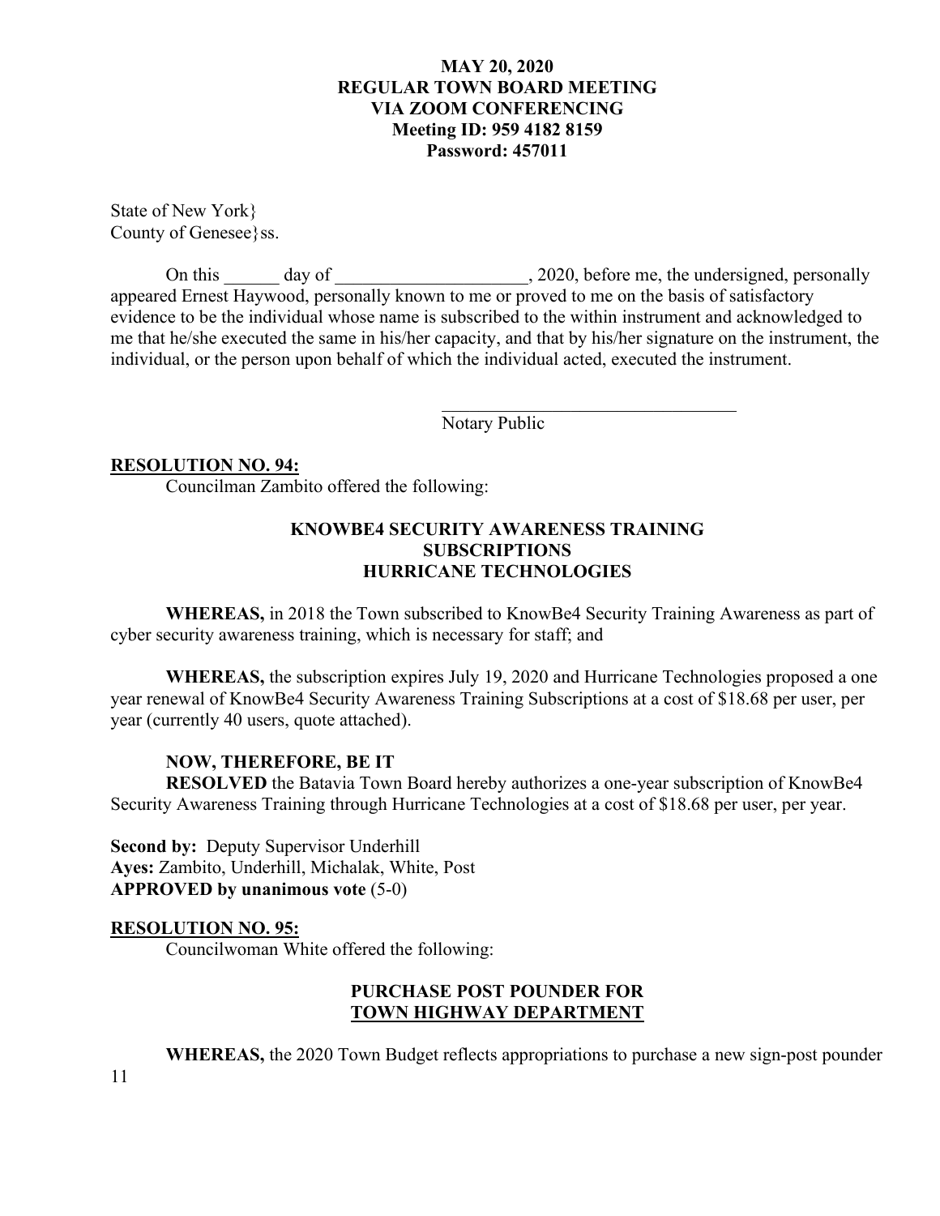State of New York}
County of Genesee}ss.

On this ______ day of _____________________, 2020, before me, the undersigned, personally appeared Ernest Haywood, personally known to me or proved to me on the basis of satisfactory evidence to be the individual whose name is subscribed to the within instrument and acknowledged to me that he/she executed the same in his/her capacity, and that by his/her signature on the instrument, the individual, or the person upon behalf of which the individual acted, executed the instrument.

_________________________________
Notary Public

**RESOLUTION NO. 94:**

Councilman Zambito offered the following:

**KNOWBE4 SECURITY AWARENESS TRAINING SUBSCRIPTIONS HURRICANE TECHNOLOGIES**

**WHEREAS,** in 2018 the Town subscribed to KnowBe4 Security Training Awareness as part of cyber security awareness training, which is necessary for staff; and

**WHEREAS,** the subscription expires July 19, 2020 and Hurricane Technologies proposed a one year renewal of KnowBe4 Security Awareness Training Subscriptions at a cost of $18.68 per user, per year (currently 40 users, quote attached).

**NOW, THEREFORE, BE IT**
**RESOLVED** the Batavia Town Board hereby authorizes a one-year subscription of KnowBe4 Security Awareness Training through Hurricane Technologies at a cost of $18.68 per user, per year.

**Second by:** Deputy Supervisor Underhill
**Ayes:** Zambito, Underhill, Michalak, White, Post
**APPROVED by unanimous vote** (5-0)

**RESOLUTION NO. 95:**

Councilwoman White offered the following:

**PURCHASE POST POUNDER FOR TOWN HIGHWAY DEPARTMENT**

**WHEREAS,** the 2020 Town Budget reflects appropriations to purchase a new sign-post pounder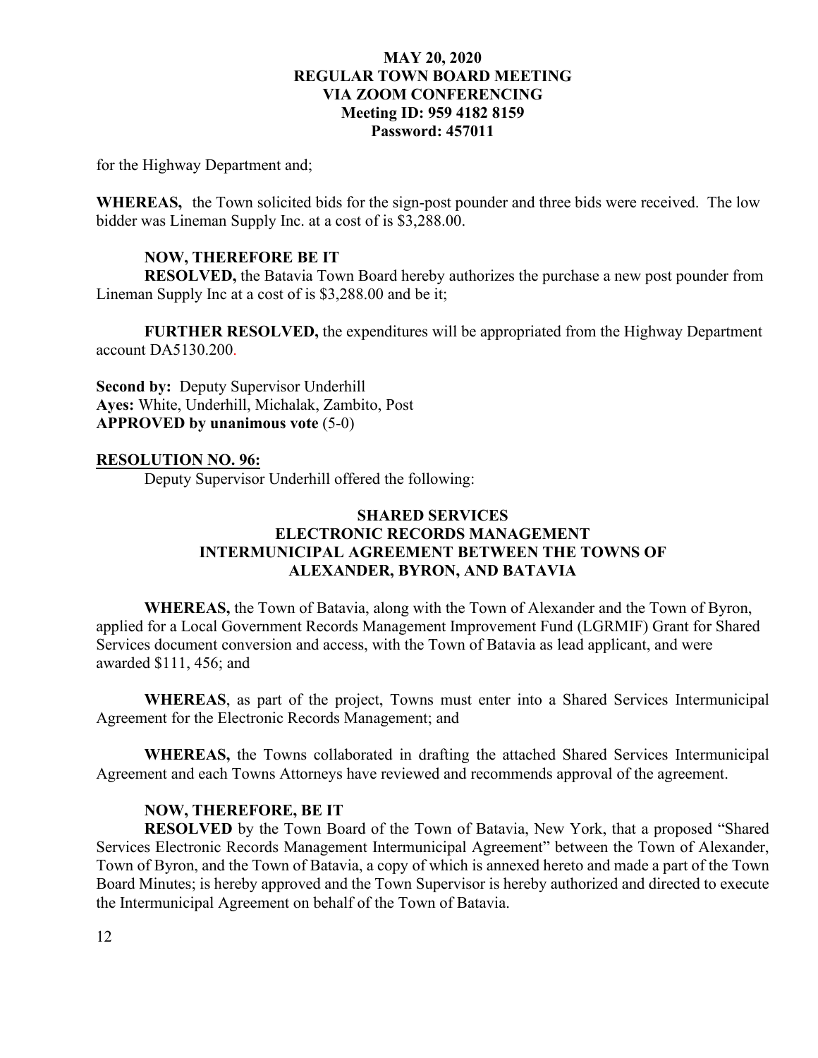for the Highway Department and;

**WHEREAS,** the Town solicited bids for the sign-post pounder and three bids were received. The low bidder was Lineman Supply Inc. at a cost of is $3,288.00.

**NOW, THEREFORE BE IT**

**RESOLVED,** the Batavia Town Board hereby authorizes the purchase a new post pounder from Lineman Supply Inc at a cost of is $3,288.00 and be it;

**FURTHER RESOLVED,** the expenditures will be appropriated from the Highway Department account DA5130.200.

**Second by:** Deputy Supervisor Underhill
**Ayes:** White, Underhill, Michalak, Zambito, Post
**APPROVED by unanimous vote** (5-0)

**RESOLUTION NO. 96:**

Deputy Supervisor Underhill offered the following:

**SHARED SERVICES
ELECTRONIC RECORDS MANAGEMENT
INTERMUNICIPAL AGREEMENT BETWEEN THE TOWNS OF
ALEXANDER, BYRON, AND BATAVIA**

**WHEREAS,** the Town of Batavia, along with the Town of Alexander and the Town of Byron, applied for a Local Government Records Management Improvement Fund (LGRMIF) Grant for Shared Services document conversion and access, with the Town of Batavia as lead applicant, and were awarded $111, 456; and

**WHEREAS**, as part of the project, Towns must enter into a Shared Services Intermunicipal Agreement for the Electronic Records Management; and

**WHEREAS,** the Towns collaborated in drafting the attached Shared Services Intermunicipal Agreement and each Towns Attorneys have reviewed and recommends approval of the agreement.

**NOW, THEREFORE, BE IT**

**RESOLVED** by the Town Board of the Town of Batavia, New York, that a proposed "Shared Services Electronic Records Management Intermunicipal Agreement" between the Town of Alexander, Town of Byron, and the Town of Batavia, a copy of which is annexed hereto and made a part of the Town Board Minutes; is hereby approved and the Town Supervisor is hereby authorized and directed to execute the Intermunicipal Agreement on behalf of the Town of Batavia.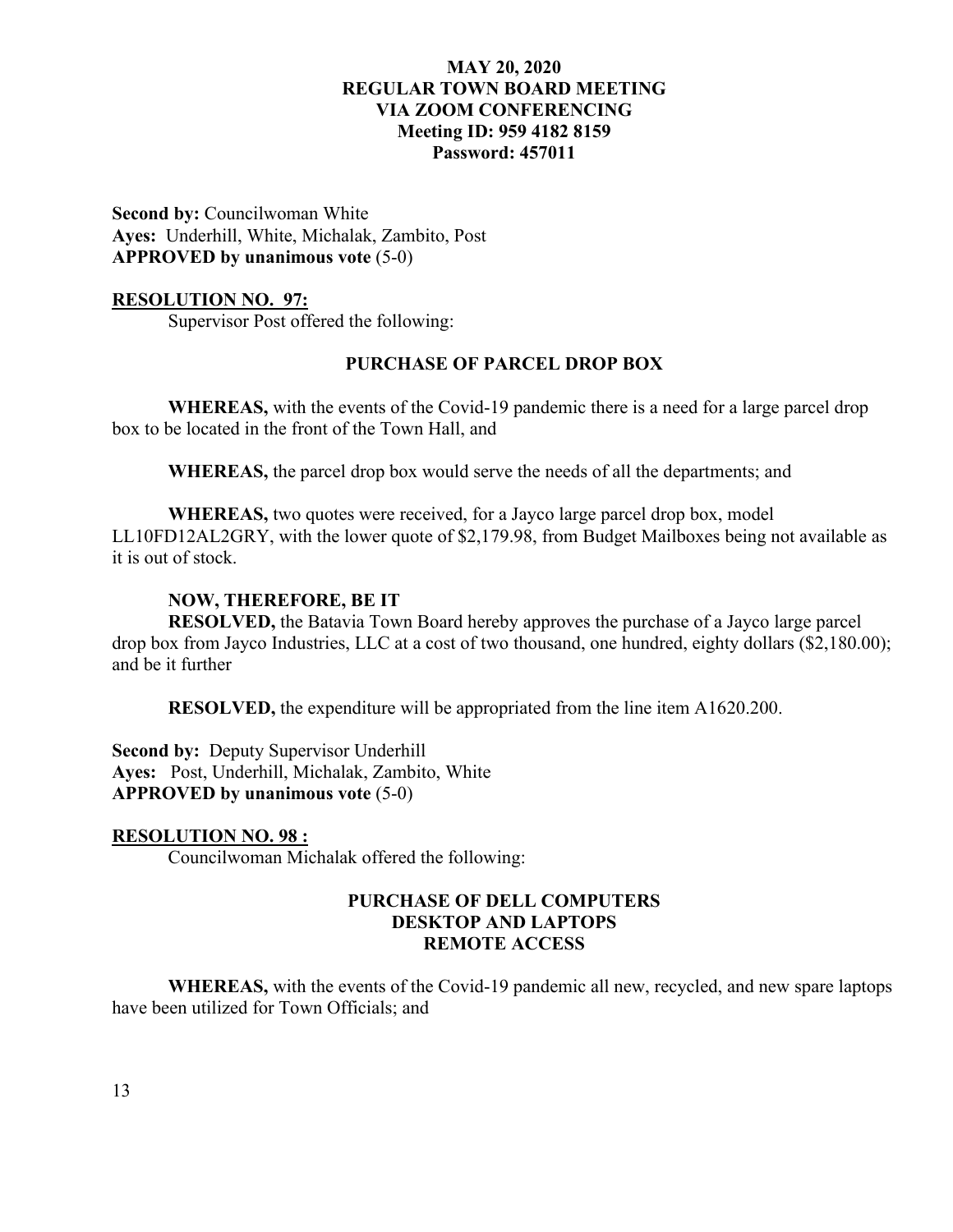**Second by:** Councilwoman White
**Ayes:** Underhill, White, Michalak, Zambito, Post
**APPROVED by unanimous vote** (5-0)

**RESOLUTION NO. 97:**

Supervisor Post offered the following:

**PURCHASE OF PARCEL DROP BOX**

**WHEREAS,** with the events of the Covid-19 pandemic there is a need for a large parcel drop box to be located in the front of the Town Hall, and

**WHEREAS,** the parcel drop box would serve the needs of all the departments; and

**WHEREAS,** two quotes were received, for a Jayco large parcel drop box, model LL10FD12AL2GRY, with the lower quote of $2,179.98, from Budget Mailboxes being not available as it is out of stock.

**NOW, THEREFORE, BE IT**

**RESOLVED,** the Batavia Town Board hereby approves the purchase of a Jayco large parcel drop box from Jayco Industries, LLC at a cost of two thousand, one hundred, eighty dollars ($2,180.00); and be it further

**RESOLVED,** the expenditure will be appropriated from the line item A1620.200.

**Second by:** Deputy Supervisor Underhill
**Ayes:** Post, Underhill, Michalak, Zambito, White
**APPROVED by unanimous vote** (5-0)

**RESOLUTION NO. 98 :**

Councilwoman Michalak offered the following:

**PURCHASE OF DELL COMPUTERS**
**DESKTOP AND LAPTOPS**
**REMOTE ACCESS**

**WHEREAS,** with the events of the Covid-19 pandemic all new, recycled, and new spare laptops have been utilized for Town Officials; and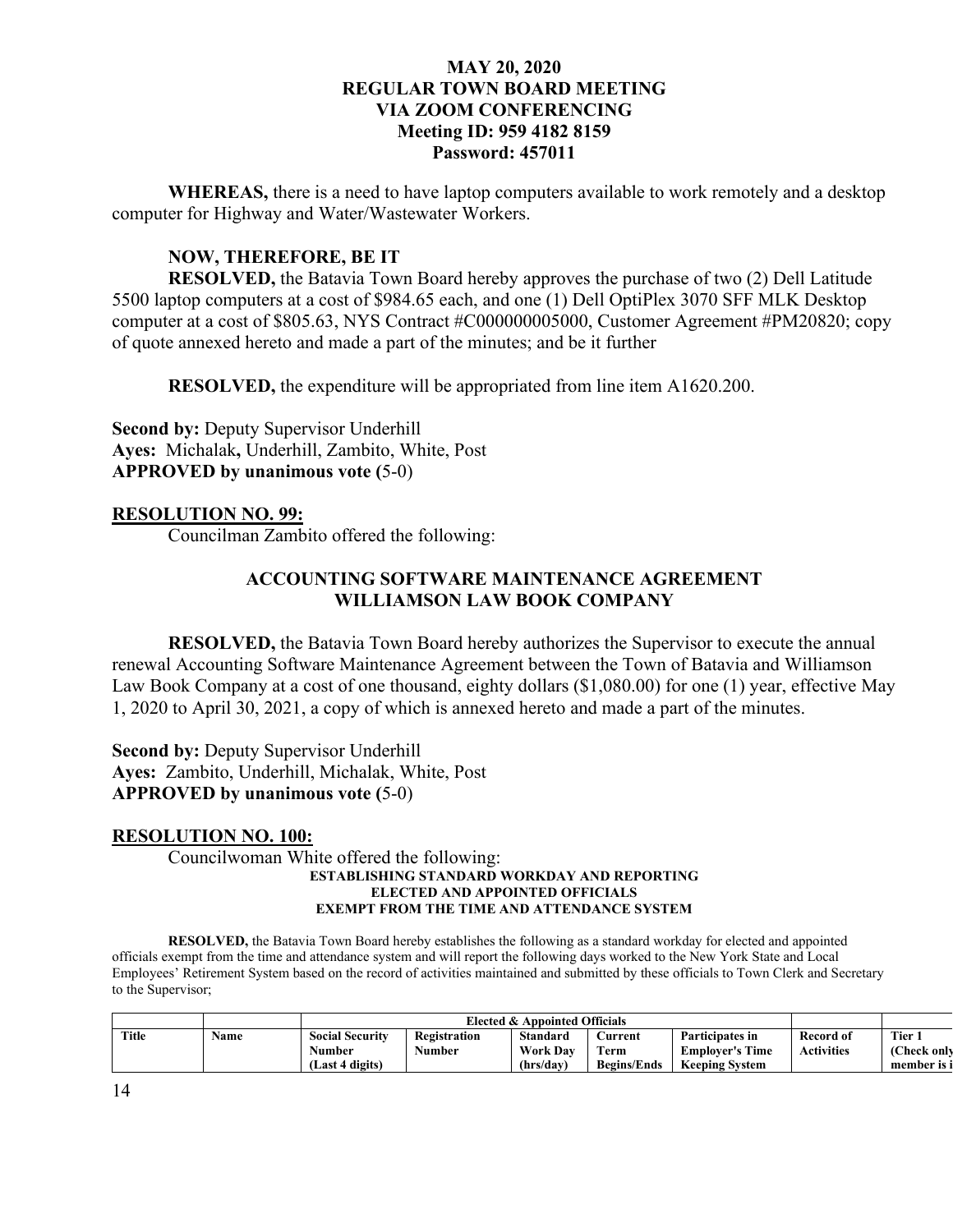**WHEREAS,** there is a need to have laptop computers available to work remotely and a desktop computer for Highway and Water/Wastewater Workers.

**NOW, THEREFORE, BE IT**

**RESOLVED,** the Batavia Town Board hereby approves the purchase of two (2) Dell Latitude 5500 laptop computers at a cost of $984.65 each, and one (1) Dell OptiPlex 3070 SFF MLK Desktop computer at a cost of $805.63, NYS Contract #C000000005000, Customer Agreement #PM20820; copy of quote annexed hereto and made a part of the minutes; and be it further

**RESOLVED,** the expenditure will be appropriated from line item A1620.200.

**Second by:** Deputy Supervisor Underhill
**Ayes:** Michalak**,** Underhill, Zambito, White, Post
**APPROVED by unanimous vote (**5-0)

**RESOLUTION NO. 99:**

Councilman Zambito offered the following:

**ACCOUNTING SOFTWARE MAINTENANCE AGREEMENT**
**WILLIAMSON LAW BOOK COMPANY**

**RESOLVED,** the Batavia Town Board hereby authorizes the Supervisor to execute the annual renewal Accounting Software Maintenance Agreement between the Town of Batavia and Williamson Law Book Company at a cost of one thousand, eighty dollars ($1,080.00) for one (1) year, effective May 1, 2020 to April 30, 2021, a copy of which is annexed hereto and made a part of the minutes.

**Second by:** Deputy Supervisor Underhill
**Ayes:** Zambito, Underhill, Michalak, White, Post
**APPROVED by unanimous vote (**5-0)

**RESOLUTION NO. 100:**

Councilwoman White offered the following:

**ESTABLISHING STANDARD WORKDAY AND REPORTING**
**ELECTED AND APPOINTED OFFICIALS**
**EXEMPT FROM THE TIME AND ATTENDANCE SYSTEM**

**RESOLVED,** the Batavia Town Board hereby establishes the following as a standard workday for elected and appointed officials exempt from the time and attendance system and will report the following days worked to the New York State and Local Employees' Retirement System based on the record of activities maintained and submitted by these officials to Town Clerk and Secretary to the Supervisor;

| | | Elected & Appointed Officials | | | | | | |
|---|---|---|---|---|---|---|---|---|
| **Title** | **Name** | **Social Security Number (Last 4 digits)** | **Registration Number** | **Standard Work Day (hrs/day)** | **Current Term Begins/Ends** | **Participates in Employer's Time Keeping System** | **Record of Activities** | **Tier 1 (Check only member is i** |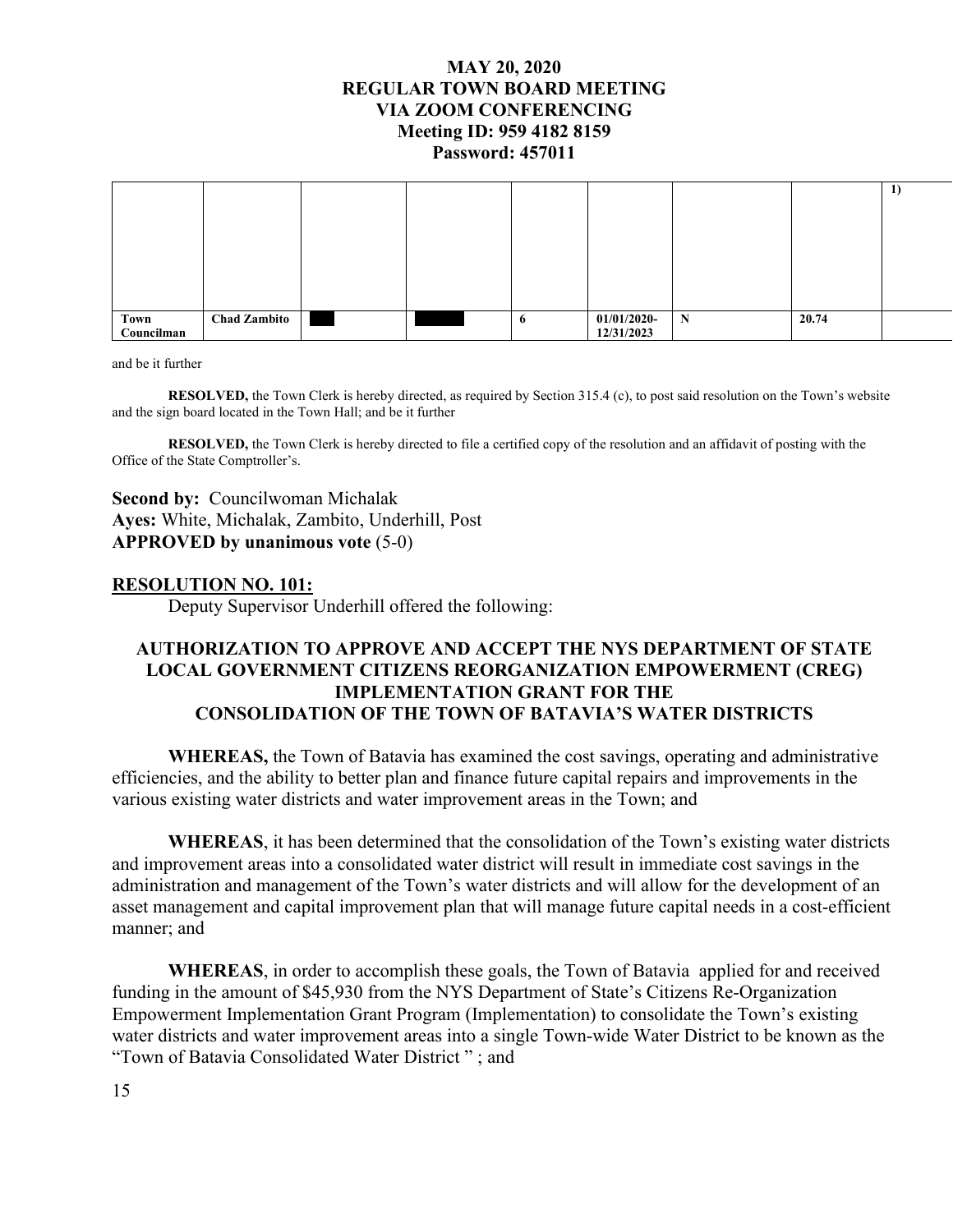|  |  |  |  |  |  |  |  | 1) |
|---|---|---|---|---|---|---|---|---|
| **Town Councilman** | **Chad Zambito** |  |  | **6** | **01/01/2020-12/31/2023** | **N** | **20.74** |  |

and be it further

**RESOLVED,** the Town Clerk is hereby directed, as required by Section 315.4 (c), to post said resolution on the Town's website and the sign board located in the Town Hall; and be it further

**RESOLVED,** the Town Clerk is hereby directed to file a certified copy of the resolution and an affidavit of posting with the Office of the State Comptroller's.

**Second by:** Councilwoman Michalak
**Ayes:** White, Michalak, Zambito, Underhill, Post
**APPROVED by unanimous vote** (5-0)

**RESOLUTION NO. 101:**

Deputy Supervisor Underhill offered the following:

**AUTHORIZATION TO APPROVE AND ACCEPT THE NYS DEPARTMENT OF STATE LOCAL GOVERNMENT CITIZENS REORGANIZATION EMPOWERMENT (CREG) IMPLEMENTATION GRANT FOR THE CONSOLIDATION OF THE TOWN OF BATAVIA'S WATER DISTRICTS**

**WHEREAS,** the Town of Batavia has examined the cost savings, operating and administrative efficiencies, and the ability to better plan and finance future capital repairs and improvements in the various existing water districts and water improvement areas in the Town; and

**WHEREAS**, it has been determined that the consolidation of the Town's existing water districts and improvement areas into a consolidated water district will result in immediate cost savings in the administration and management of the Town's water districts and will allow for the development of an asset management and capital improvement plan that will manage future capital needs in a cost-efficient manner; and

**WHEREAS**, in order to accomplish these goals, the Town of Batavia applied for and received funding in the amount of $45,930 from the NYS Department of State's Citizens Re-Organization Empowerment Implementation Grant Program (Implementation) to consolidate the Town's existing water districts and water improvement areas into a single Town-wide Water District to be known as the "Town of Batavia Consolidated Water District " ; and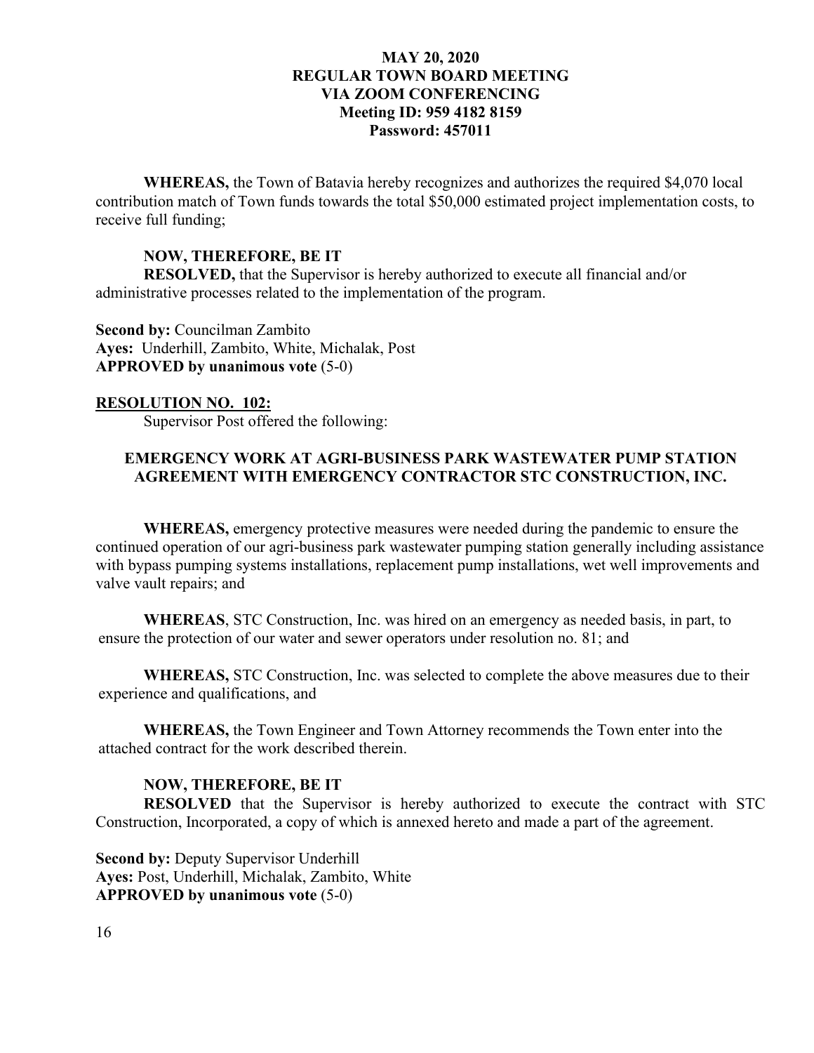**WHEREAS,** the Town of Batavia hereby recognizes and authorizes the required $4,070 local contribution match of Town funds towards the total $50,000 estimated project implementation costs, to receive full funding;

**NOW, THEREFORE, BE IT**

**RESOLVED,** that the Supervisor is hereby authorized to execute all financial and/or administrative processes related to the implementation of the program.

**Second by:** Councilman Zambito
**Ayes:** Underhill, Zambito, White, Michalak, Post
**APPROVED by unanimous vote** (5-0)

**RESOLUTION NO. 102:**

Supervisor Post offered the following:

**EMERGENCY WORK AT AGRI-BUSINESS PARK WASTEWATER PUMP STATION AGREEMENT WITH EMERGENCY CONTRACTOR STC CONSTRUCTION, INC.**

**WHEREAS,** emergency protective measures were needed during the pandemic to ensure the continued operation of our agri-business park wastewater pumping station generally including assistance with bypass pumping systems installations, replacement pump installations, wet well improvements and valve vault repairs; and

**WHEREAS**, STC Construction, Inc. was hired on an emergency as needed basis, in part, to ensure the protection of our water and sewer operators under resolution no. 81; and

**WHEREAS,** STC Construction, Inc. was selected to complete the above measures due to their experience and qualifications, and

**WHEREAS,** the Town Engineer and Town Attorney recommends the Town enter into the attached contract for the work described therein.

**NOW, THEREFORE, BE IT**

**RESOLVED** that the Supervisor is hereby authorized to execute the contract with STC Construction, Incorporated, a copy of which is annexed hereto and made a part of the agreement.

**Second by:** Deputy Supervisor Underhill
**Ayes:** Post, Underhill, Michalak, Zambito, White
**APPROVED by unanimous vote** (5-0)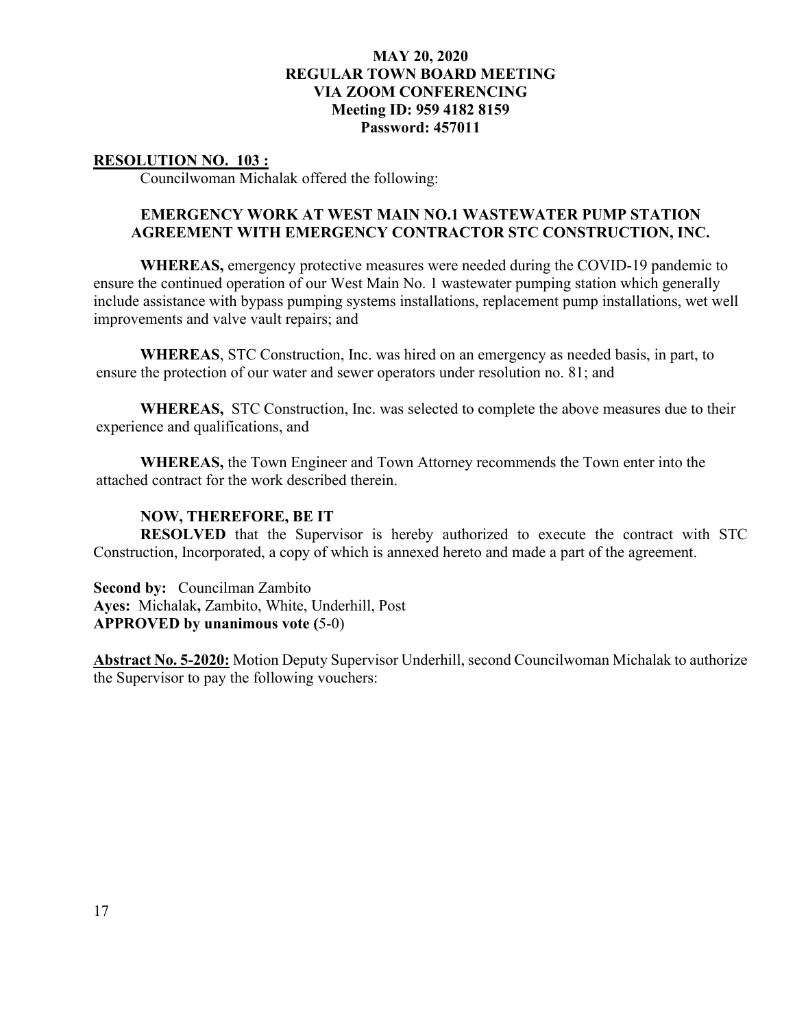**MAY 20, 2020**
**REGULAR TOWN BOARD MEETING**
**VIA ZOOM CONFERENCING**
**Meeting ID: 959 4182 8159**
**Password: 457011**

**RESOLUTION NO. 103 :**

Councilwoman Michalak offered the following:

**EMERGENCY WORK AT WEST MAIN NO.1 WASTEWATER PUMP STATION AGREEMENT WITH EMERGENCY CONTRACTOR STC CONSTRUCTION, INC.**

**WHEREAS,** emergency protective measures were needed during the COVID-19 pandemic to ensure the continued operation of our West Main No. 1 wastewater pumping station which generally include assistance with bypass pumping systems installations, replacement pump installations, wet well improvements and valve vault repairs; and

**WHEREAS**, STC Construction, Inc. was hired on an emergency as needed basis, in part, to ensure the protection of our water and sewer operators under resolution no. 81; and

**WHEREAS,** STC Construction, Inc. was selected to complete the above measures due to their experience and qualifications, and

**WHEREAS,** the Town Engineer and Town Attorney recommends the Town enter into the attached contract for the work described therein.

**NOW, THEREFORE, BE IT**

**RESOLVED** that the Supervisor is hereby authorized to execute the contract with STC Construction, Incorporated, a copy of which is annexed hereto and made a part of the agreement.

**Second by:** Councilman Zambito
**Ayes:** Michalak**,** Zambito, White, Underhill, Post
**APPROVED by unanimous vote (**5-0)

**Abstract No. 5-2020:** Motion Deputy Supervisor Underhill, second Councilwoman Michalak to authorize the Supervisor to pay the following vouchers: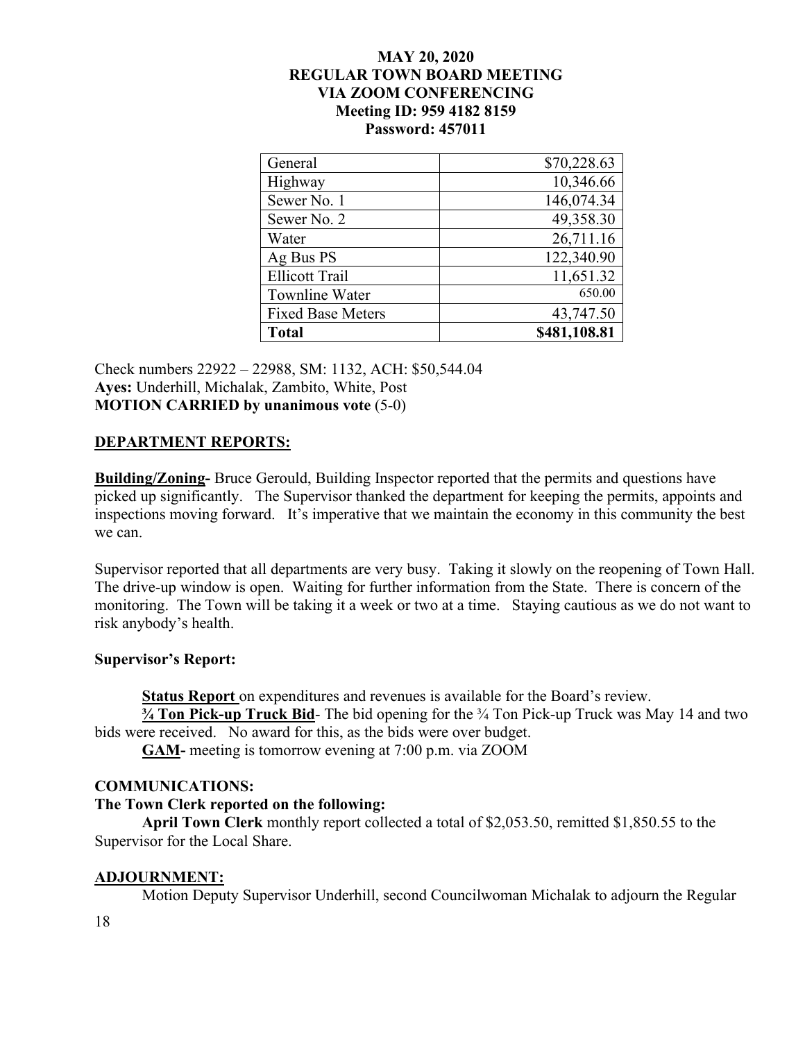**MAY 20, 2020**
**REGULAR TOWN BOARD MEETING**
**VIA ZOOM CONFERENCING**
**Meeting ID: 959 4182 8159**
**Password: 457011**

| | |
|---|---|
| General | $70,228.63 |
| Highway | 10,346.66 |
| Sewer No. 1 | 146,074.34 |
| Sewer No. 2 | 49,358.30 |
| Water | 26,711.16 |
| Ag Bus PS | 122,340.90 |
| Ellicott Trail | 11,651.32 |
| Townline Water | 650.00 |
| Fixed Base Meters | 43,747.50 |
| **Total** | **$481,108.81** |

Check numbers 22922 – 22988, SM: 1132, ACH: $50,544.04
**Ayes:** Underhill, Michalak, Zambito, White, Post
**MOTION CARRIED by unanimous vote** (5-0)

## DEPARTMENT REPORTS:

**Building/Zoning-** Bruce Gerould, Building Inspector reported that the permits and questions have picked up significantly. The Supervisor thanked the department for keeping the permits, appoints and inspections moving forward. It's imperative that we maintain the economy in this community the best we can.

Supervisor reported that all departments are very busy. Taking it slowly on the reopening of Town Hall. The drive-up window is open. Waiting for further information from the State. There is concern of the monitoring. The Town will be taking it a week or two at a time. Staying cautious as we do not want to risk anybody's health.

### Supervisor's Report:

**Status Report** on expenditures and revenues is available for the Board's review.

**¾ Ton Pick-up Truck Bid**- The bid opening for the ¾ Ton Pick-up Truck was May 14 and two bids were received. No award for this, as the bids were over budget.

**GAM-** meeting is tomorrow evening at 7:00 p.m. via ZOOM

## COMMUNICATIONS:

**The Town Clerk reported on the following:**

**April Town Clerk** monthly report collected a total of $2,053.50, remitted $1,850.55 to the Supervisor for the Local Share.

## ADJOURNMENT:

Motion Deputy Supervisor Underhill, second Councilwoman Michalak to adjourn the Regular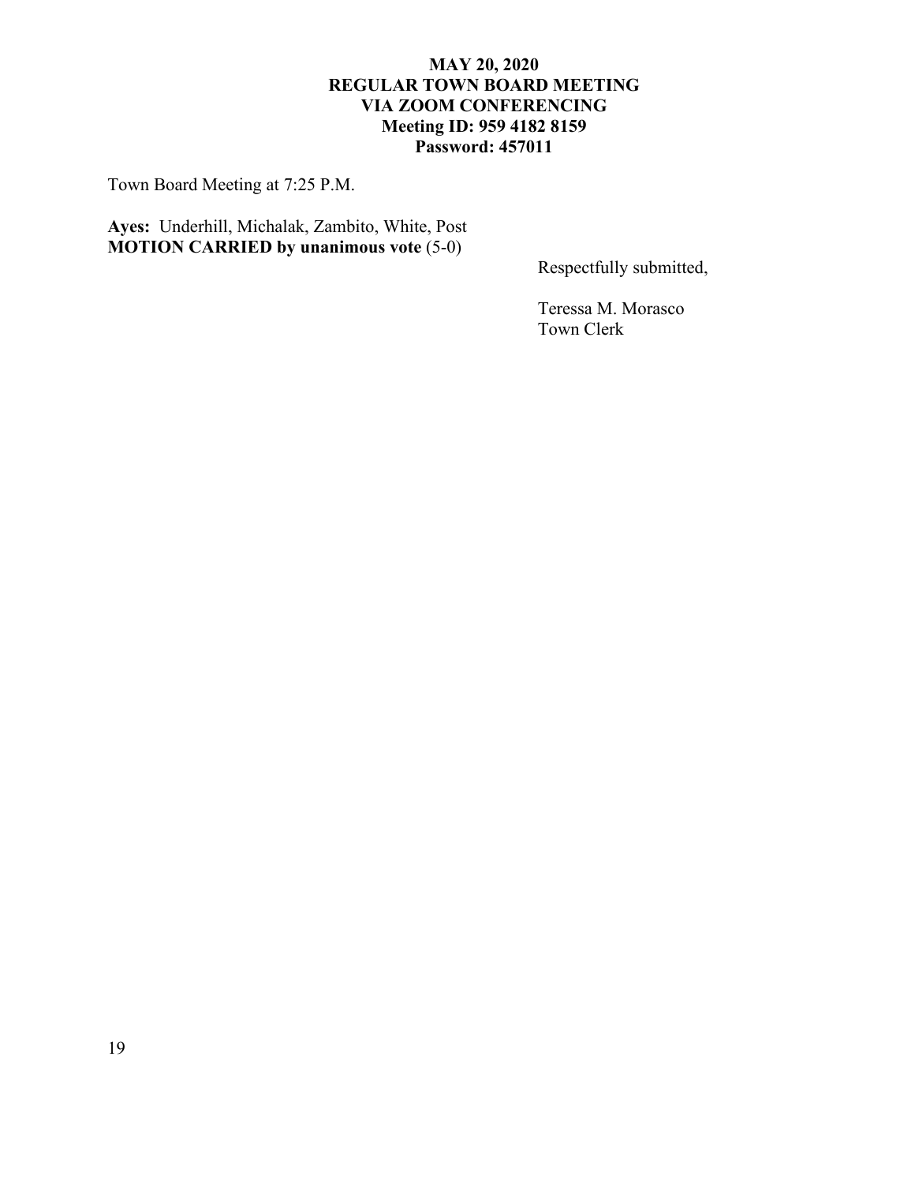**MAY 20, 2020**
**REGULAR TOWN BOARD MEETING**
**VIA ZOOM CONFERENCING**
**Meeting ID: 959 4182 8159**
**Password: 457011**

Town Board Meeting at 7:25 P.M.

**Ayes:** Underhill, Michalak, Zambito, White, Post
**MOTION CARRIED by unanimous vote** (5-0)

Respectfully submitted,

Teressa M. Morasco
Town Clerk